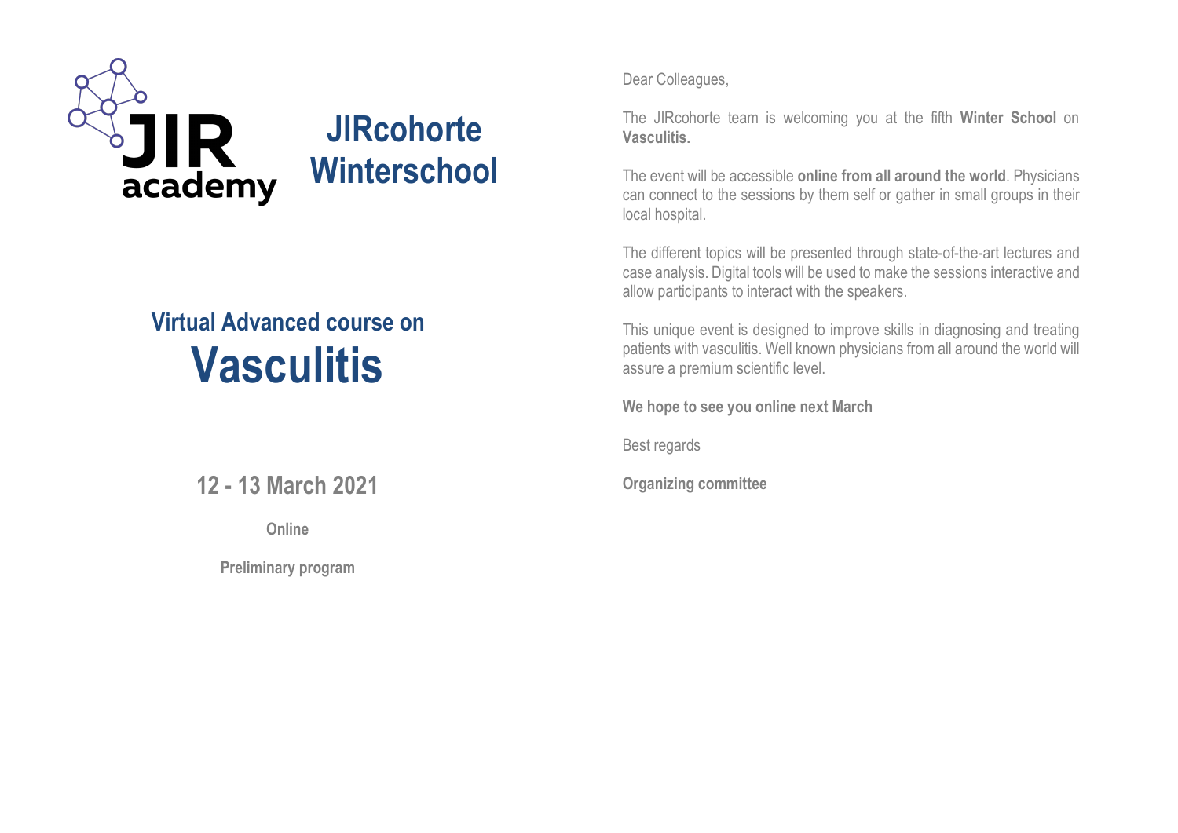JIR academy

# JIRcohorte Winterschool

## Virtual Advanced course on

# Vasculitis

## 12 - 13 March 2021

**Online**

**Preliminary program**

Dear Colleagues,

The JIRcohorte team is welcoming you at the fifth **Winter School** on **Vasculitis.**

The event will be accessible **online from all around the world**. Physicians can connect to the sessions by them self or gather in small groups in their local hospital.

The different topics will be presented through state-of-the-art lectures and case analysis. Digital tools will be used to make the sessions interactive and allow participants to interact with the speakers.

This unique event is designed to improve skills in diagnosing and treating patients with vasculitis. Well known physicians from all around the world will assure a premium scientific level.

**We hope to see you online next March**

Best regards

**Organizing committee**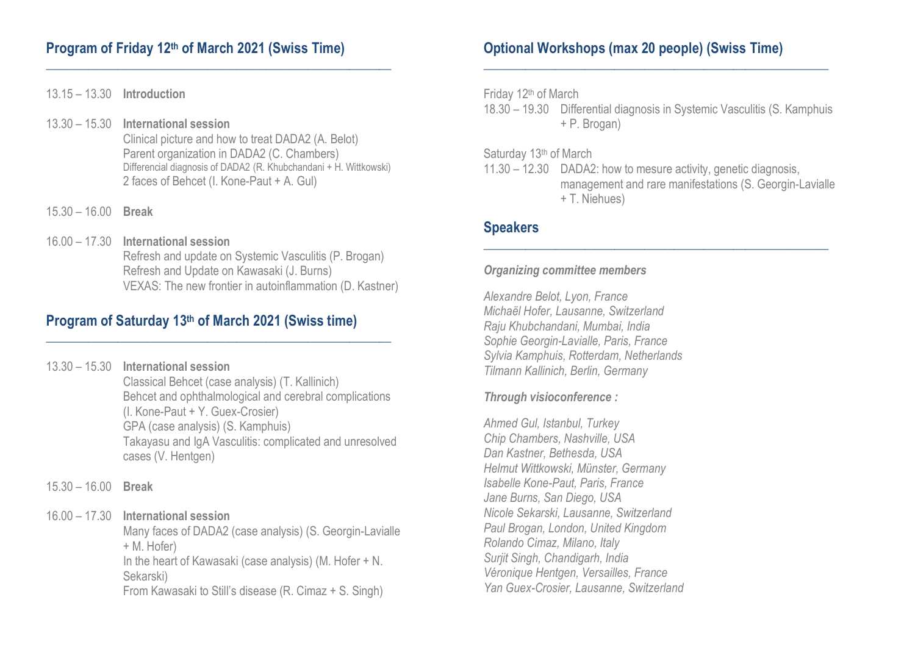## Program of Friday 12th of March 2021 (Swiss Time)

13.15 – 13.30 **Introduction**

13.30 – 15.30 **International session**
Clinical picture and how to treat DADA2 (A. Belot)
Parent organization in DADA2 (C. Chambers)
Differencial diagnosis of DADA2 (R. Khubchandani + H. Wittkowski)
2 faces of Behcet (I. Kone-Paut + A. Gul)

15.30 – 16.00 **Break**

16.00 – 17.30 **International session**
Refresh and update on Systemic Vasculitis (P. Brogan)
Refresh and Update on Kawasaki (J. Burns)
VEXAS: The new frontier in autoinflammation (D. Kastner)

## Program of Saturday 13th of March 2021 (Swiss time)

13.30 – 15.30 **International session**
Classical Behcet (case analysis) (T. Kallinich)
Behcet and ophthalmological and cerebral complications (I. Kone-Paut + Y. Guex-Crosier)
GPA (case analysis) (S. Kamphuis)
Takayasu and IgA Vasculitis: complicated and unresolved cases (V. Hentgen)

15.30 – 16.00 **Break**

16.00 – 17.30 **International session**
Many faces of DADA2 (case analysis) (S. Georgin-Lavialle + M. Hofer)
In the heart of Kawasaki (case analysis) (M. Hofer + N. Sekarski)
From Kawasaki to Still's disease (R. Cimaz + S. Singh)

## Optional Workshops (max 20 people) (Swiss Time)

Friday 12th of March
18.30 – 19.30 Differential diagnosis in Systemic Vasculitis (S. Kamphuis + P. Brogan)

Saturday 13th of March
11.30 – 12.30 DADA2: how to mesure activity, genetic diagnosis, management and rare manifestations (S. Georgin-Lavialle + T. Niehues)

## Speakers

***Organizing committee members***

*Alexandre Belot, Lyon, France*
*Michaël Hofer, Lausanne, Switzerland*
*Raju Khubchandani, Mumbai, India*
*Sophie Georgin-Lavialle, Paris, France*
*Sylvia Kamphuis, Rotterdam, Netherlands*
*Tilmann Kallinich, Berlin, Germany*

***Through visioconference :***

*Ahmed Gul, Istanbul, Turkey*
*Chip Chambers, Nashville, USA*
*Dan Kastner, Bethesda, USA*
*Helmut Wittkowski, Münster, Germany*
*Isabelle Kone-Paut, Paris, France*
*Jane Burns, San Diego, USA*
*Nicole Sekarski, Lausanne, Switzerland*
*Paul Brogan, London, United Kingdom*
*Rolando Cimaz, Milano, Italy*
*Surjit Singh, Chandigarh, India*
*Véronique Hentgen, Versailles, France*
*Yan Guex-Crosier, Lausanne, Switzerland*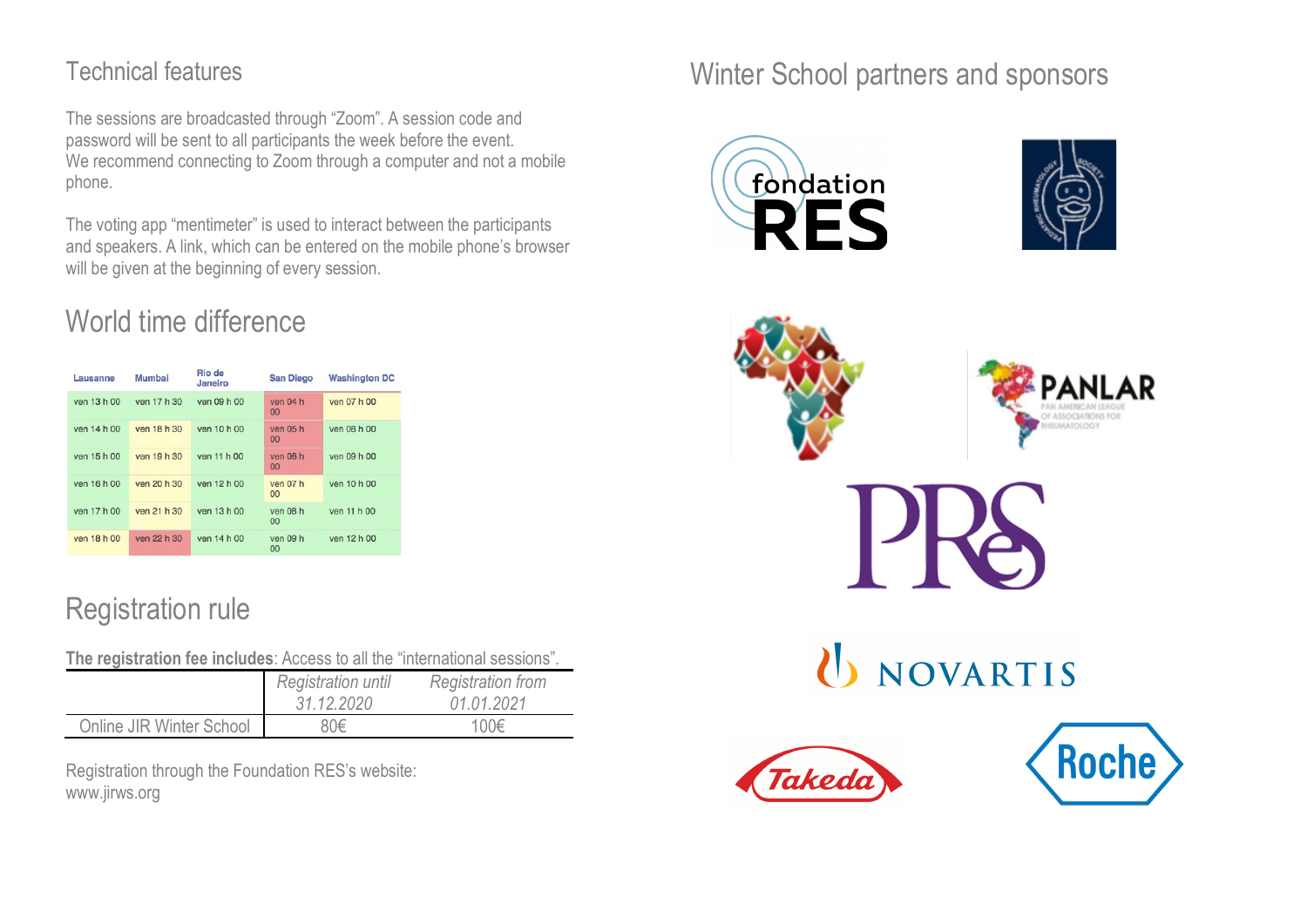## Technical features

The sessions are broadcasted through "Zoom". A session code and password will be sent to all participants the week before the event. We recommend connecting to Zoom through a computer and not a mobile phone.

The voting app "mentimeter" is used to interact between the participants and speakers. A link, which can be entered on the mobile phone's browser will be given at the beginning of every session.

## World time difference

| Lausanne | Mumbai | Rio de Janeiro | San Diego | Washington DC |
|---|---|---|---|---|
| ven 13 h 00 | ven 17 h 30 | ven 09 h 00 | ven 04 h 00 | ven 07 h 00 |
| ven 14 h 00 | ven 18 h 30 | ven 10 h 00 | ven 05 h 00 | ven 08 h 00 |
| ven 15 h 00 | ven 19 h 30 | ven 11 h 00 | ven 06 h 00 | ven 09 h 00 |
| ven 16 h 00 | ven 20 h 30 | ven 12 h 00 | ven 07 h 00 | ven 10 h 00 |
| ven 17 h 00 | ven 21 h 30 | ven 13 h 00 | ven 08 h 00 | ven 11 h 00 |
| ven 18 h 00 | ven 22 h 30 | ven 14 h 00 | ven 09 h 00 | ven 12 h 00 |

## Registration rule

**The registration fee includes**: Access to all the "international sessions".

| | *Registration until 31.12.2020* | *Registration from 01.01.2021* |
|---|---|---|
| Online JIR Winter School | 80€ | 100€ |

Registration through the Foundation RES's website: www.jirws.org

## Winter School partners and sponsors

fondation RES

PANLAR
PAN AMERICAN LEAGUE OF ASSOCIATIONS FOR RHEUMATOLOGY

PReS

NOVARTIS

Takeda

Roche